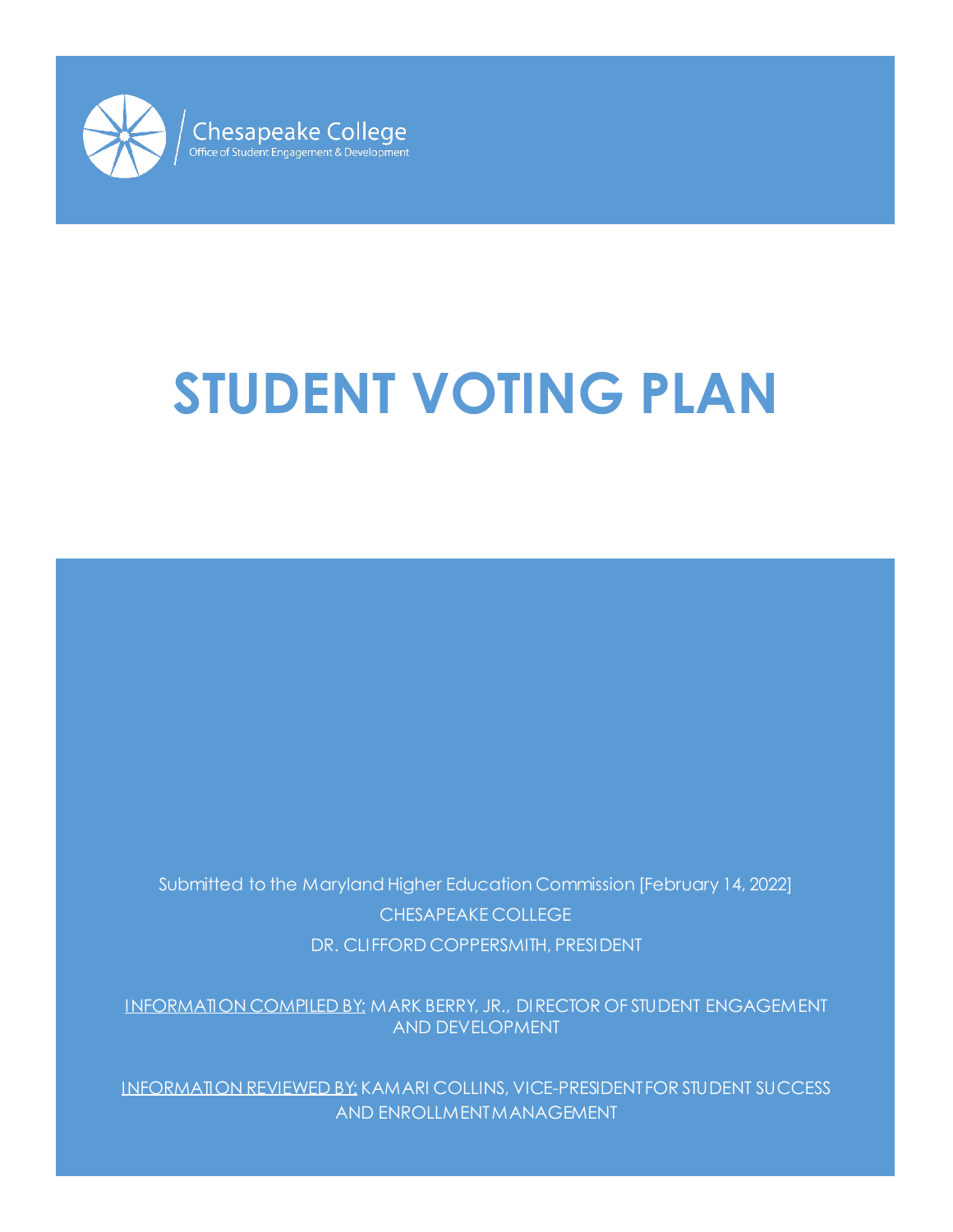Chesapeake College
Office of Student Engagement & Development

# STUDENT VOTING PLAN

Submitted to the Maryland Higher Education Commission [February 14, 2022]

CHESAPEAKE COLLEGE

DR. CLIFFORD COPPERSMITH, PRESIDENT

INFORMATION COMPILED BY: MARK BERRY, JR., DIRECTOR OF STUDENT ENGAGEMENT AND DEVELOPMENT

INFORMATION REVIEWED BY: KAMARI COLLINS, VICE-PRESIDENT FOR STUDENT SUCCESS AND ENROLLMENT MANAGEMENT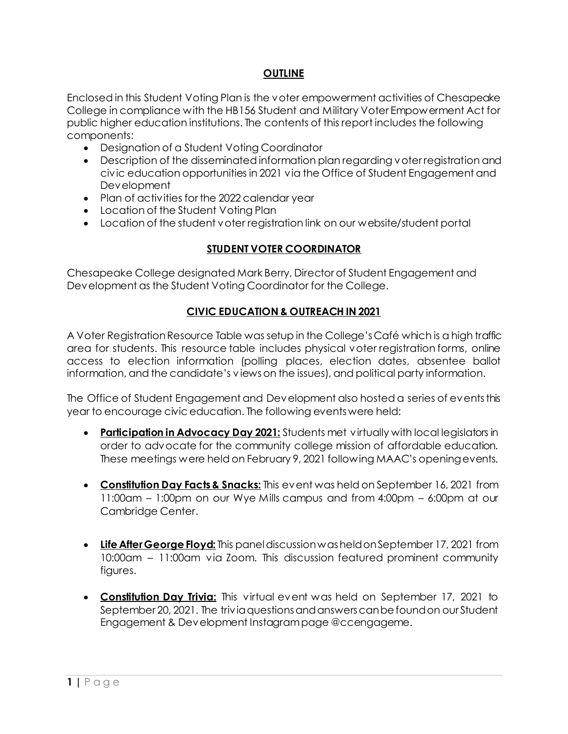## **OUTLINE**

Enclosed in this Student Voting Plan is the voter empowerment activities of Chesapeake College in compliance with the HB156 Student and Military Voter Empowerment Act for public higher education institutions. The contents of this report includes the following components:

- Designation of a Student Voting Coordinator
- Description of the disseminated information plan regarding voter registration and civic education opportunities in 2021 via the Office of Student Engagement and Development
- Plan of activities for the 2022 calendar year
- Location of the Student Voting Plan
- Location of the student voter registration link on our website/student portal

## **STUDENT VOTER COORDINATOR**

Chesapeake College designated Mark Berry, Director of Student Engagement and Development as the Student Voting Coordinator for the College.

## **CIVIC EDUCATION & OUTREACH IN 2021**

A Voter Registration Resource Table was setup in the College's Café which is a high traffic area for students. This resource table includes physical voter registration forms, online access to election information (polling places, election dates, absentee ballot information, and the candidate's views on the issues), and political party information.

The Office of Student Engagement and Development also hosted a series of events this year to encourage civic education. The following events were held:

- **Participation in Advocacy Day 2021:** Students met virtually with local legislators in order to advocate for the community college mission of affordable education. These meetings were held on February 9, 2021 following MAAC's opening events.
- **Constitution Day Facts & Snacks:** This event was held on September 16, 2021 from 11:00am – 1:00pm on our Wye Mills campus and from 4:00pm – 6:00pm at our Cambridge Center.
- **Life After George Floyd:** This panel discussion was held on September 17, 2021 from 10:00am – 11:00am via Zoom. This discussion featured prominent community figures.
- **Constitution Day Trivia:** This virtual event was held on September 17, 2021 to September 20, 2021. The trivia questions and answers can be found on our Student Engagement & Development Instagram page @ccengageme.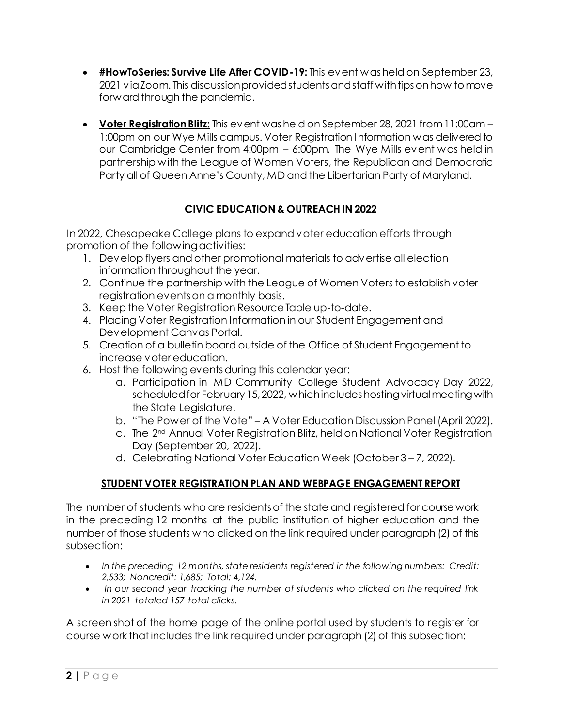- **#HowToSeries: Survive Life After COVID-19:** This event was held on September 23, 2021 via Zoom. This discussion provided students and staff with tips on how to move forward through the pandemic.

- **Voter Registration Blitz:** This event was held on September 28, 2021 from 11:00am – 1:00pm on our Wye Mills campus. Voter Registration Information was delivered to our Cambridge Center from 4:00pm – 6:00pm. The Wye Mills event was held in partnership with the League of Women Voters, the Republican and Democratic Party all of Queen Anne's County, MD and the Libertarian Party of Maryland.

## CIVIC EDUCATION & OUTREACH IN 2022

In 2022, Chesapeake College plans to expand voter education efforts through promotion of the following activities:

1. Develop flyers and other promotional materials to advertise all election information throughout the year.
2. Continue the partnership with the League of Women Voters to establish voter registration events on a monthly basis.
3. Keep the Voter Registration Resource Table up-to-date.
4. Placing Voter Registration Information in our Student Engagement and Development Canvas Portal.
5. Creation of a bulletin board outside of the Office of Student Engagement to increase voter education.
6. Host the following events during this calendar year:
   a. Participation in MD Community College Student Advocacy Day 2022, scheduled for February 15, 2022, which includes hosting virtual meeting with the State Legislature.
   b. "The Power of the Vote" – A Voter Education Discussion Panel (April 2022).
   c. The 2nd Annual Voter Registration Blitz, held on National Voter Registration Day (September 20, 2022).
   d. Celebrating National Voter Education Week (October 3 – 7, 2022).

## STUDENT VOTER REGISTRATION PLAN AND WEBPAGE ENGAGEMENT REPORT

The number of students who are residents of the state and registered for course work in the preceding 12 months at the public institution of higher education and the number of those students who clicked on the link required under paragraph (2) of this subsection:

- *In the preceding 12 months, state residents registered in the following numbers: Credit: 2,533; Noncredit: 1,685; Total: 4,124.*
- *In our second year tracking the number of students who clicked on the required link in 2021 totaled 157 total clicks.*

A screen shot of the home page of the online portal used by students to register for course work that includes the link required under paragraph (2) of this subsection: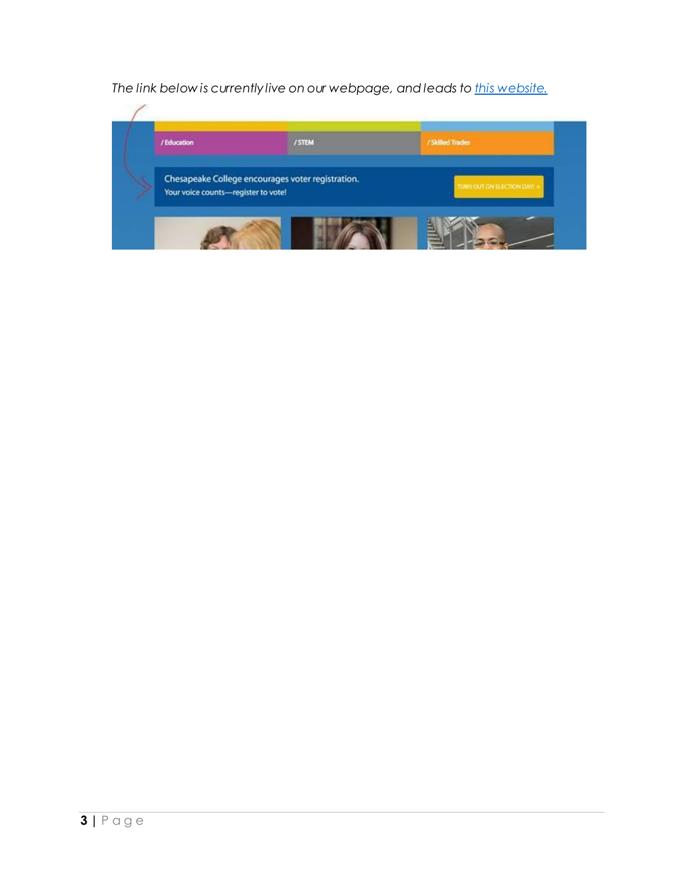*The link below is currently live on our webpage, and leads to [this website.]()*